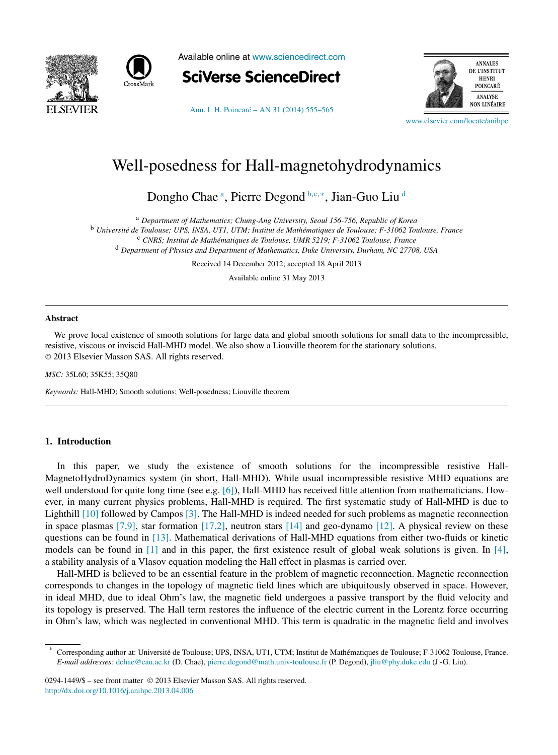# Well-posedness for Hall-magnetohydrodynamics

Dongho Chae [a], Pierre Degond [b,c,*], Jian-Guo Liu [d]

[a] *Department of Mathematics; Chung-Ang University, Seoul 156-756, Republic of Korea*
[b] *Université de Toulouse; UPS, INSA, UT1, UTM; Institut de Mathématiques de Toulouse; F-31062 Toulouse, France*
[c] *CNRS; Institut de Mathématiques de Toulouse, UMR 5219; F-31062 Toulouse, France*
[d] *Department of Physics and Department of Mathematics, Duke University, Durham, NC 27708, USA*

Received 14 December 2012; accepted 18 April 2013

Available online 31 May 2013

## Abstract

We prove local existence of smooth solutions for large data and global smooth solutions for small data to the incompressible, resistive, viscous or inviscid Hall-MHD model. We also show a Liouville theorem for the stationary solutions.
© 2013 Elsevier Masson SAS. All rights reserved.

*MSC:* 35L60; 35K55; 35Q80

*Keywords:* Hall-MHD; Smooth solutions; Well-posedness; Liouville theorem

## 1. Introduction

In this paper, we study the existence of smooth solutions for the incompressible resistive Hall-MagnetoHydroDynamics system (in short, Hall-MHD). While usual incompressible resistive MHD equations are well understood for quite long time (see e.g. [6]), Hall-MHD has received little attention from mathematicians. However, in many current physics problems, Hall-MHD is required. The first systematic study of Hall-MHD is due to Lighthill [10] followed by Campos [3]. The Hall-MHD is indeed needed for such problems as magnetic reconnection in space plasmas [7,9], star formation [17,2], neutron stars [14] and geo-dynamo [12]. A physical review on these questions can be found in [13]. Mathematical derivations of Hall-MHD equations from either two-fluids or kinetic models can be found in [1] and in this paper, the first existence result of global weak solutions is given. In [4], a stability analysis of a Vlasov equation modeling the Hall effect in plasmas is carried over.

Hall-MHD is believed to be an essential feature in the problem of magnetic reconnection. Magnetic reconnection corresponds to changes in the topology of magnetic field lines which are ubiquitously observed in space. However, in ideal MHD, due to ideal Ohm's law, the magnetic field undergoes a passive transport by the fluid velocity and its topology is preserved. The Hall term restores the influence of the electric current in the Lorentz force occurring in Ohm's law, which was neglected in conventional MHD. This term is quadratic in the magnetic field and involves

---

* Corresponding author at: Université de Toulouse; UPS, INSA, UT1, UTM; Institut de Mathématiques de Toulouse; F-31062 Toulouse, France.
*E-mail addresses:* dchae@cau.ac.kr (D. Chae), pierre.degond@math.univ-toulouse.fr (P. Degond), jliu@phy.duke.edu (J.-G. Liu).

0294-1449/$ – see front matter © 2013 Elsevier Masson SAS. All rights reserved.
http://dx.doi.org/10.1016/j.anihpc.2013.04.006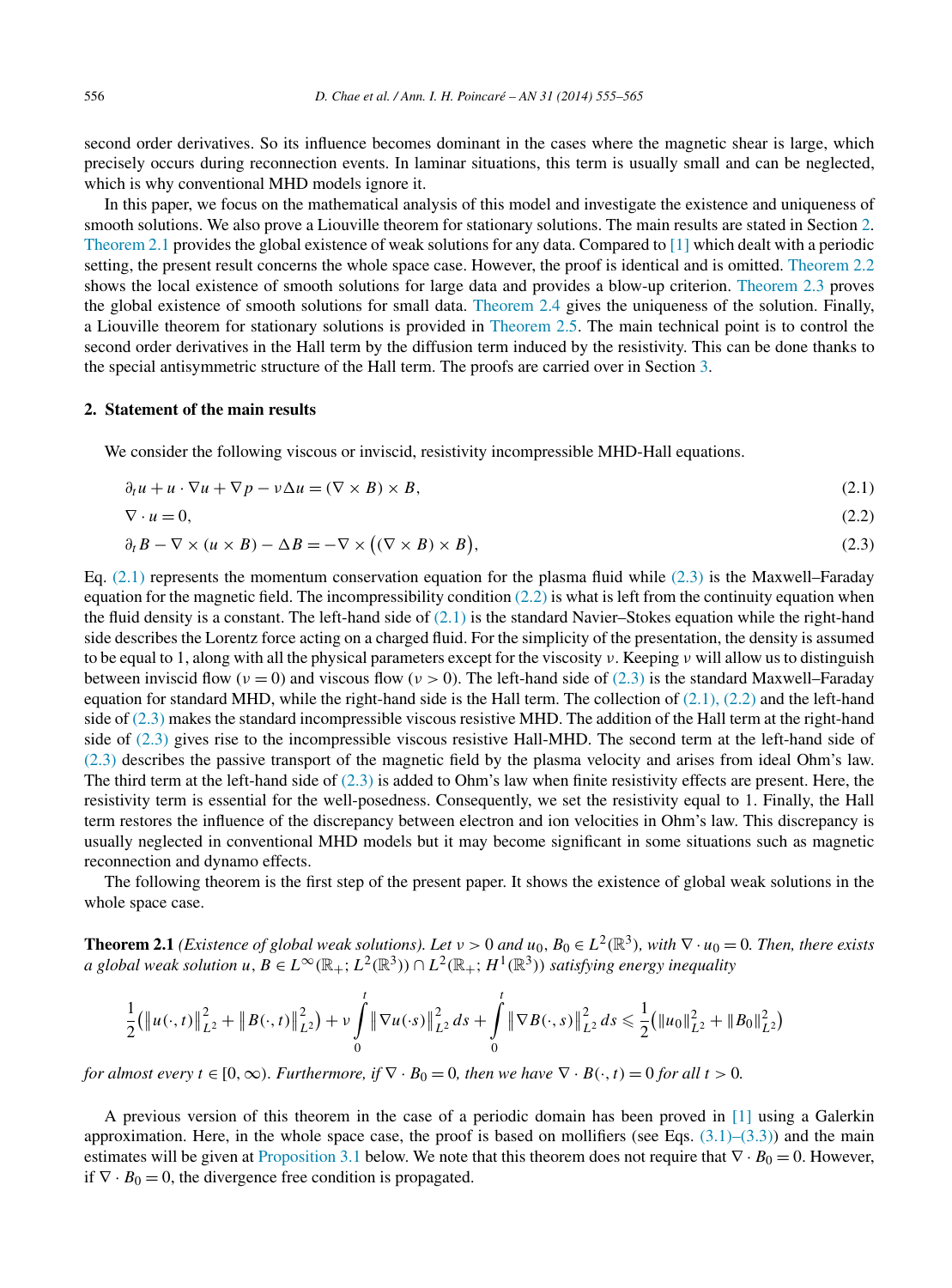second order derivatives. So its influence becomes dominant in the cases where the magnetic shear is large, which precisely occurs during reconnection events. In laminar situations, this term is usually small and can be neglected, which is why conventional MHD models ignore it.

In this paper, we focus on the mathematical analysis of this model and investigate the existence and uniqueness of smooth solutions. We also prove a Liouville theorem for stationary solutions. The main results are stated in Section 2. Theorem 2.1 provides the global existence of weak solutions for any data. Compared to [1] which dealt with a periodic setting, the present result concerns the whole space case. However, the proof is identical and is omitted. Theorem 2.2 shows the local existence of smooth solutions for large data and provides a blow-up criterion. Theorem 2.3 proves the global existence of smooth solutions for small data. Theorem 2.4 gives the uniqueness of the solution. Finally, a Liouville theorem for stationary solutions is provided in Theorem 2.5. The main technical point is to control the second order derivatives in the Hall term by the diffusion term induced by the resistivity. This can be done thanks to the special antisymmetric structure of the Hall term. The proofs are carried over in Section 3.

## 2. Statement of the main results

We consider the following viscous or inviscid, resistivity incompressible MHD-Hall equations.

$$\partial_t u + u \cdot \nabla u + \nabla p - \nu \Delta u = (\nabla \times B) \times B, \tag{2.1}$$

$$\nabla \cdot u = 0, \tag{2.2}$$

$$\partial_t B - \nabla \times (u \times B) - \Delta B = -\nabla \times \big((\nabla \times B) \times B\big), \tag{2.3}$$

Eq. (2.1) represents the momentum conservation equation for the plasma fluid while (2.3) is the Maxwell–Faraday equation for the magnetic field. The incompressibility condition (2.2) is what is left from the continuity equation when the fluid density is a constant. The left-hand side of (2.1) is the standard Navier–Stokes equation while the right-hand side describes the Lorentz force acting on a charged fluid. For the simplicity of the presentation, the density is assumed to be equal to 1, along with all the physical parameters except for the viscosity $\nu$. Keeping $\nu$ will allow us to distinguish between inviscid flow ($\nu = 0$) and viscous flow ($\nu > 0$). The left-hand side of (2.3) is the standard Maxwell–Faraday equation for standard MHD, while the right-hand side is the Hall term. The collection of (2.1), (2.2) and the left-hand side of (2.3) makes the standard incompressible viscous resistive MHD. The addition of the Hall term at the right-hand side of (2.3) gives rise to the incompressible viscous resistive Hall-MHD. The second term at the left-hand side of (2.3) describes the passive transport of the magnetic field by the plasma velocity and arises from ideal Ohm's law. The third term at the left-hand side of (2.3) is added to Ohm's law when finite resistivity effects are present. Here, the resistivity term is essential for the well-posedness. Consequently, we set the resistivity equal to 1. Finally, the Hall term restores the influence of the discrepancy between electron and ion velocities in Ohm's law. This discrepancy is usually neglected in conventional MHD models but it may become significant in some situations such as magnetic reconnection and dynamo effects.

The following theorem is the first step of the present paper. It shows the existence of global weak solutions in the whole space case.

**Theorem 2.1** *(Existence of global weak solutions). Let $\nu > 0$ and $u_0, B_0 \in L^2(\mathbb{R}^3)$, with $\nabla \cdot u_0 = 0$. Then, there exists a global weak solution $u, B \in L^\infty(\mathbb{R}_+; L^2(\mathbb{R}^3)) \cap L^2(\mathbb{R}_+; H^1(\mathbb{R}^3))$ satisfying energy inequality*

$$\frac{1}{2}\big(\|u(\cdot,t)\|_{L^2}^2 + \|B(\cdot,t)\|_{L^2}^2\big) + \nu \int_0^t \|\nabla u(\cdot s)\|_{L^2}^2\, ds + \int_0^t \|\nabla B(\cdot,s)\|_{L^2}^2\, ds \leqslant \frac{1}{2}\big(\|u_0\|_{L^2}^2 + \|B_0\|_{L^2}^2\big)$$

*for almost every $t \in [0,\infty)$. Furthermore, if $\nabla \cdot B_0 = 0$, then we have $\nabla \cdot B(\cdot,t) = 0$ for all $t > 0$.*

A previous version of this theorem in the case of a periodic domain has been proved in [1] using a Galerkin approximation. Here, in the whole space case, the proof is based on mollifiers (see Eqs. (3.1)–(3.3)) and the main estimates will be given at Proposition 3.1 below. We note that this theorem does not require that $\nabla \cdot B_0 = 0$. However, if $\nabla \cdot B_0 = 0$, the divergence free condition is propagated.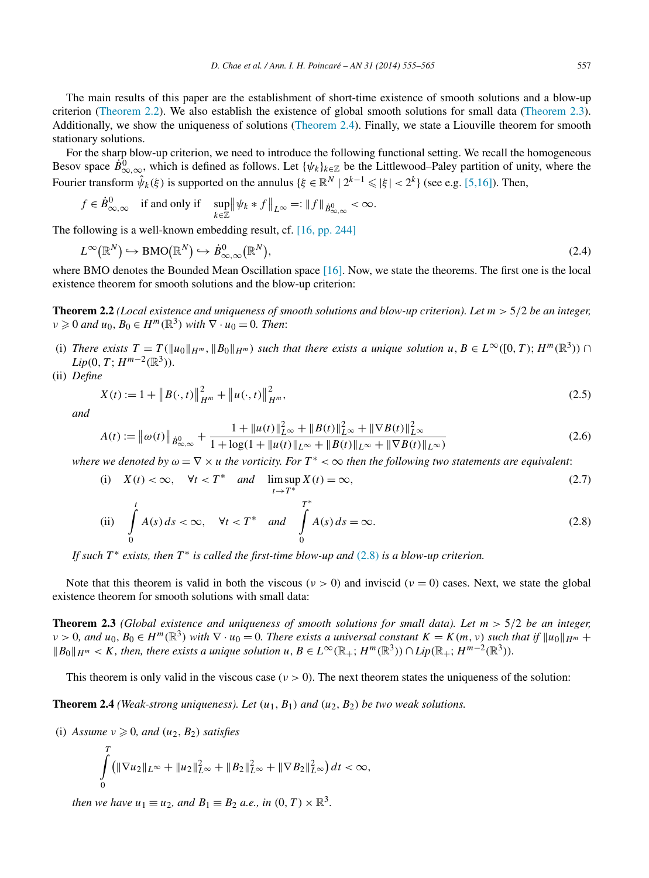The main results of this paper are the establishment of short-time existence of smooth solutions and a blow-up criterion (Theorem 2.2). We also establish the existence of global smooth solutions for small data (Theorem 2.3). Additionally, we show the uniqueness of solutions (Theorem 2.4). Finally, we state a Liouville theorem for smooth stationary solutions.

For the sharp blow-up criterion, we need to introduce the following functional setting. We recall the homogeneous Besov space $\dot{B}^0_{\infty,\infty}$, which is defined as follows. Let $\{\psi_k\}_{k\in\mathbb{Z}}$ be the Littlewood–Paley partition of unity, where the Fourier transform $\hat{\psi}_k(\xi)$ is supported on the annulus $\{\xi \in \mathbb{R}^N \mid 2^{k-1} \leqslant |\xi| < 2^k\}$ (see e.g. [5,16]). Then,

$$f \in \dot{B}^0_{\infty,\infty} \quad \text{if and only if} \quad \sup_{k\in\mathbb{Z}} \|\psi_k * f\|_{L^\infty} =: \|f\|_{\dot{B}^0_{\infty,\infty}} < \infty.$$

The following is a well-known embedding result, cf. [16, pp. 244]

$$L^\infty(\mathbb{R}^N) \hookrightarrow \mathrm{BMO}(\mathbb{R}^N) \hookrightarrow \dot{B}^0_{\infty,\infty}(\mathbb{R}^N), \tag{2.4}$$

where BMO denotes the Bounded Mean Oscillation space [16]. Now, we state the theorems. The first one is the local existence theorem for smooth solutions and the blow-up criterion:

**Theorem 2.2** *(Local existence and uniqueness of smooth solutions and blow-up criterion). Let $m > 5/2$ be an integer, $\nu \geqslant 0$ and $u_0, B_0 \in H^m(\mathbb{R}^3)$ with $\nabla \cdot u_0 = 0$. Then*:

(i) *There exists $T = T(\|u_0\|_{H^m}, \|B_0\|_{H^m})$ such that there exists a unique solution $u, B \in L^\infty([0,T); H^m(\mathbb{R}^3)) \cap Lip(0,T; H^{m-2}(\mathbb{R}^3))$.*

(ii) *Define*

$$X(t) := 1 + \|B(\cdot,t)\|^2_{H^m} + \|u(\cdot,t)\|^2_{H^m}, \tag{2.5}$$

*and*

$$A(t) := \|\omega(t)\|_{\dot{B}^0_{\infty,\infty}} + \frac{1 + \|u(t)\|^2_{L^\infty} + \|B(t)\|^2_{L^\infty} + \|\nabla B(t)\|^2_{L^\infty}}{1 + \log(1 + \|u(t)\|_{L^\infty} + \|B(t)\|_{L^\infty} + \|\nabla B(t)\|_{L^\infty})} \tag{2.6}$$

*where we denoted by $\omega = \nabla \times u$ the vorticity. For $T^* < \infty$ then the following two statements are equivalent*:

$$\text{(i)} \quad X(t) < \infty, \quad \forall t < T^* \quad \text{and} \quad \limsup_{t\to T^*} X(t) = \infty, \tag{2.7}$$

$$\text{(ii)} \quad \int_0^t A(s)\,ds < \infty, \quad \forall t < T^* \quad \text{and} \quad \int_0^{T^*} A(s)\,ds = \infty. \tag{2.8}$$

*If such $T^*$ exists, then $T^*$ is called the first-time blow-up and (2.8) is a blow-up criterion.*

Note that this theorem is valid in both the viscous ($\nu > 0$) and inviscid ($\nu = 0$) cases. Next, we state the global existence theorem for smooth solutions with small data:

**Theorem 2.3** *(Global existence and uniqueness of smooth solutions for small data). Let $m > 5/2$ be an integer, $\nu > 0$, and $u_0, B_0 \in H^m(\mathbb{R}^3)$ with $\nabla \cdot u_0 = 0$. There exists a universal constant $K = K(m,\nu)$ such that if $\|u_0\|_{H^m} + \|B_0\|_{H^m} < K$, then, there exists a unique solution $u, B \in L^\infty(\mathbb{R}_+; H^m(\mathbb{R}^3)) \cap Lip(\mathbb{R}_+; H^{m-2}(\mathbb{R}^3))$.*

This theorem is only valid in the viscous case ($\nu > 0$). The next theorem states the uniqueness of the solution:

**Theorem 2.4** *(Weak-strong uniqueness). Let $(u_1, B_1)$ and $(u_2, B_2)$ be two weak solutions.*

(i) *Assume $\nu \geqslant 0$, and $(u_2, B_2)$ satisfies*

$$\int_0^T \left(\|\nabla u_2\|_{L^\infty} + \|u_2\|^2_{L^\infty} + \|B_2\|^2_{L^\infty} + \|\nabla B_2\|^2_{L^\infty}\right) dt < \infty,$$

*then we have $u_1 \equiv u_2$, and $B_1 \equiv B_2$ a.e., in $(0,T) \times \mathbb{R}^3$.*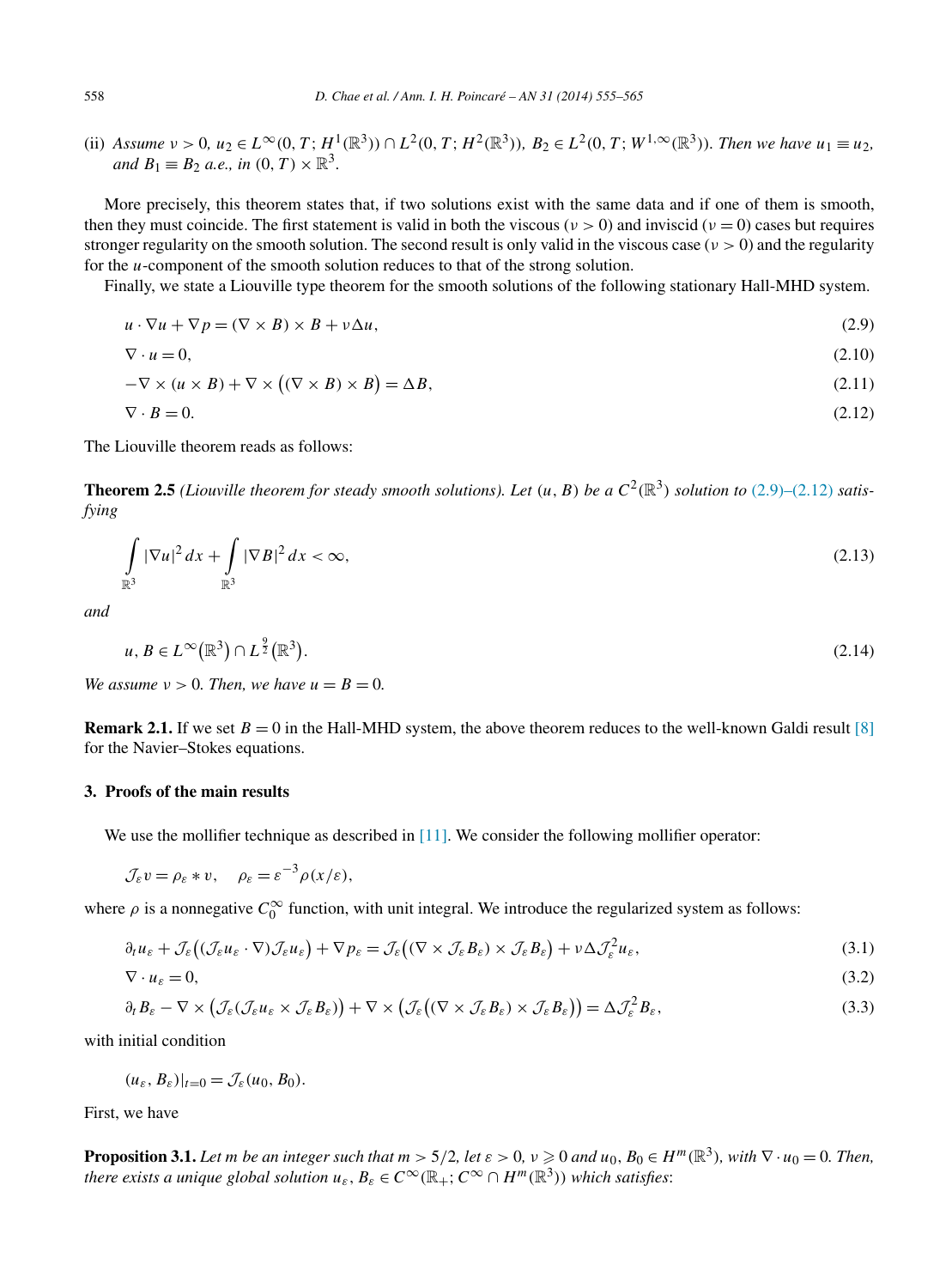(ii) *Assume* $\nu > 0$, $u_2 \in L^\infty(0,T;H^1(\mathbb{R}^3)) \cap L^2(0,T;H^2(\mathbb{R}^3))$, $B_2 \in L^2(0,T;W^{1,\infty}(\mathbb{R}^3))$. *Then we have* $u_1 \equiv u_2$, *and* $B_1 \equiv B_2$ *a.e., in* $(0,T) \times \mathbb{R}^3$.

More precisely, this theorem states that, if two solutions exist with the same data and if one of them is smooth, then they must coincide. The first statement is valid in both the viscous ($\nu > 0$) and inviscid ($\nu = 0$) cases but requires stronger regularity on the smooth solution. The second result is only valid in the viscous case ($\nu > 0$) and the regularity for the $u$-component of the smooth solution reduces to that of the strong solution.

Finally, we state a Liouville type theorem for the smooth solutions of the following stationary Hall-MHD system.

$$u \cdot \nabla u + \nabla p = (\nabla \times B) \times B + \nu \Delta u, \tag{2.9}$$

$$\nabla \cdot u = 0, \tag{2.10}$$

$$-\nabla \times (u \times B) + \nabla \times \big((\nabla \times B) \times B\big) = \Delta B, \tag{2.11}$$

$$\nabla \cdot B = 0. \tag{2.12}$$

The Liouville theorem reads as follows:

**Theorem 2.5** *(Liouville theorem for steady smooth solutions). Let* $(u, B)$ *be a* $C^2(\mathbb{R}^3)$ *solution to* (2.9)–(2.12) *satisfying*

$$\int_{\mathbb{R}^3} |\nabla u|^2 \, dx + \int_{\mathbb{R}^3} |\nabla B|^2 \, dx < \infty, \tag{2.13}$$

*and*

$$u, B \in L^\infty(\mathbb{R}^3) \cap L^{\frac{9}{2}}(\mathbb{R}^3). \tag{2.14}$$

*We assume* $\nu > 0$. *Then, we have* $u = B = 0$.

**Remark 2.1.** If we set $B = 0$ in the Hall-MHD system, the above theorem reduces to the well-known Galdi result [8] for the Navier–Stokes equations.

## 3. Proofs of the main results

We use the mollifier technique as described in [11]. We consider the following mollifier operator:

$$\mathcal{J}_\varepsilon v = \rho_\varepsilon * v, \quad \rho_\varepsilon = \varepsilon^{-3} \rho(x/\varepsilon),$$

where $\rho$ is a nonnegative $C_0^\infty$ function, with unit integral. We introduce the regularized system as follows:

$$\partial_t u_\varepsilon + \mathcal{J}_\varepsilon\big((\mathcal{J}_\varepsilon u_\varepsilon \cdot \nabla)\mathcal{J}_\varepsilon u_\varepsilon\big) + \nabla p_\varepsilon = \mathcal{J}_\varepsilon\big((\nabla \times \mathcal{J}_\varepsilon B_\varepsilon) \times \mathcal{J}_\varepsilon B_\varepsilon\big) + \nu \Delta \mathcal{J}_\varepsilon^2 u_\varepsilon, \tag{3.1}$$

$$\nabla \cdot u_\varepsilon = 0, \tag{3.2}$$

$$\partial_t B_\varepsilon - \nabla \times \big(\mathcal{J}_\varepsilon(\mathcal{J}_\varepsilon u_\varepsilon \times \mathcal{J}_\varepsilon B_\varepsilon)\big) + \nabla \times \big(\mathcal{J}_\varepsilon\big((\nabla \times \mathcal{J}_\varepsilon B_\varepsilon) \times \mathcal{J}_\varepsilon B_\varepsilon\big)\big) = \Delta \mathcal{J}_\varepsilon^2 B_\varepsilon, \tag{3.3}$$

with initial condition

$$(u_\varepsilon, B_\varepsilon)|_{t=0} = \mathcal{J}_\varepsilon(u_0, B_0).$$

First, we have

**Proposition 3.1.** *Let* $m$ *be an integer such that* $m > 5/2$, *let* $\varepsilon > 0$, $\nu \geqslant 0$ *and* $u_0, B_0 \in H^m(\mathbb{R}^3)$, *with* $\nabla \cdot u_0 = 0$. *Then, there exists a unique global solution* $u_\varepsilon, B_\varepsilon \in C^\infty(\mathbb{R}_+; C^\infty \cap H^m(\mathbb{R}^3))$ *which satisfies*: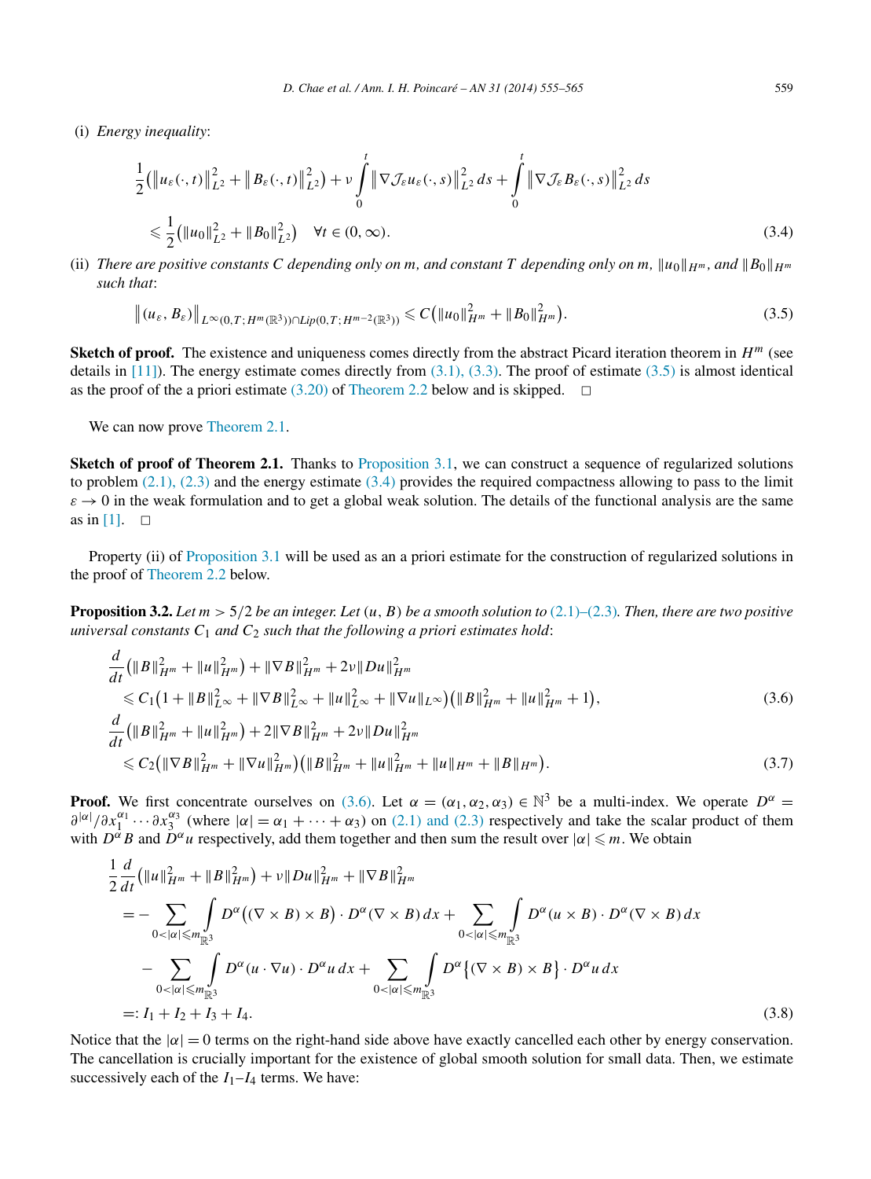(i) *Energy inequality*:

$$
\frac{1}{2}\big(\|u_\varepsilon(\cdot,t)\|_{L^2}^2+\|B_\varepsilon(\cdot,t)\|_{L^2}^2\big)+\nu\int_0^t\|\nabla\mathcal{J}_\varepsilon u_\varepsilon(\cdot,s)\|_{L^2}^2\,ds+\int_0^t\|\nabla\mathcal{J}_\varepsilon B_\varepsilon(\cdot,s)\|_{L^2}^2\,ds
\leqslant\frac{1}{2}\big(\|u_0\|_{L^2}^2+\|B_0\|_{L^2}^2\big)\quad\forall t\in(0,\infty). \tag{3.4}
$$

(ii) *There are positive constants $C$ depending only on $m$, and constant $T$ depending only on $m$, $\|u_0\|_{H^m}$, and $\|B_0\|_{H^m}$ such that*:

$$
\|(u_\varepsilon,B_\varepsilon)\|_{L^\infty(0,T;H^m(\mathbb{R}^3))\cap Lip(0,T;H^{m-2}(\mathbb{R}^3))}\leqslant C\big(\|u_0\|_{H^m}^2+\|B_0\|_{H^m}^2\big). \tag{3.5}
$$

**Sketch of proof.** The existence and uniqueness comes directly from the abstract Picard iteration theorem in $H^m$ (see details in [11]). The energy estimate comes directly from (3.1), (3.3). The proof of estimate (3.5) is almost identical as the proof of the a priori estimate (3.20) of Theorem 2.2 below and is skipped. □

We can now prove Theorem 2.1.

**Sketch of proof of Theorem 2.1.** Thanks to Proposition 3.1, we can construct a sequence of regularized solutions to problem (2.1), (2.3) and the energy estimate (3.4) provides the required compactness allowing to pass to the limit $\varepsilon\to 0$ in the weak formulation and to get a global weak solution. The details of the functional analysis are the same as in [1]. □

Property (ii) of Proposition 3.1 will be used as an a priori estimate for the construction of regularized solutions in the proof of Theorem 2.2 below.

**Proposition 3.2.** *Let $m>5/2$ be an integer. Let $(u,B)$ be a smooth solution to (2.1)–(2.3). Then, there are two positive universal constants $C_1$ and $C_2$ such that the following a priori estimates hold*:

$$
\begin{aligned}
&\frac{d}{dt}\big(\|B\|_{H^m}^2+\|u\|_{H^m}^2\big)+\|\nabla B\|_{H^m}^2+2\nu\|Du\|_{H^m}^2\\
&\quad\leqslant C_1\big(1+\|B\|_{L^\infty}^2+\|\nabla B\|_{L^\infty}^2+\|u\|_{L^\infty}^2+\|\nabla u\|_{L^\infty}\big)\big(\|B\|_{H^m}^2+\|u\|_{H^m}^2+1\big),
\end{aligned} \tag{3.6}
$$

$$
\begin{aligned}
&\frac{d}{dt}\big(\|B\|_{H^m}^2+\|u\|_{H^m}^2\big)+2\|\nabla B\|_{H^m}^2+2\nu\|Du\|_{H^m}^2\\
&\quad\leqslant C_2\big(\|\nabla B\|_{H^m}^2+\|\nabla u\|_{H^m}^2\big)\big(\|B\|_{H^m}^2+\|u\|_{H^m}^2+\|u\|_{H^m}+\|B\|_{H^m}\big).
\end{aligned} \tag{3.7}
$$

**Proof.** We first concentrate ourselves on (3.6). Let $\alpha=(\alpha_1,\alpha_2,\alpha_3)\in\mathbb{N}^3$ be a multi-index. We operate $D^\alpha=\partial^{|\alpha|}/\partial x_1^{\alpha_1}\cdots\partial x_3^{\alpha_3}$ (where $|\alpha|=\alpha_1+\cdots+\alpha_3$) on (2.1) and (2.3) respectively and take the scalar product of them with $D^\alpha B$ and $D^\alpha u$ respectively, add them together and then sum the result over $|\alpha|\leqslant m$. We obtain

$$
\begin{aligned}
&\frac{1}{2}\frac{d}{dt}\big(\|u\|_{H^m}^2+\|B\|_{H^m}^2\big)+\nu\|Du\|_{H^m}^2+\|\nabla B\|_{H^m}^2\\
&\quad=-\sum_{0<|\alpha|\leqslant m}\int_{\mathbb{R}^3}D^\alpha\big((\nabla\times B)\times B\big)\cdot D^\alpha(\nabla\times B)\,dx+\sum_{0<|\alpha|\leqslant m}\int_{\mathbb{R}^3}D^\alpha(u\times B)\cdot D^\alpha(\nabla\times B)\,dx\\
&\qquad-\sum_{0<|\alpha|\leqslant m}\int_{\mathbb{R}^3}D^\alpha(u\cdot\nabla u)\cdot D^\alpha u\,dx+\sum_{0<|\alpha|\leqslant m}\int_{\mathbb{R}^3}D^\alpha\big\{(\nabla\times B)\times B\big\}\cdot D^\alpha u\,dx\\
&\quad=:I_1+I_2+I_3+I_4.
\end{aligned} \tag{3.8}
$$

Notice that the $|\alpha|=0$ terms on the right-hand side above have exactly cancelled each other by energy conservation. The cancellation is crucially important for the existence of global smooth solution for small data. Then, we estimate successively each of the $I_1$–$I_4$ terms. We have: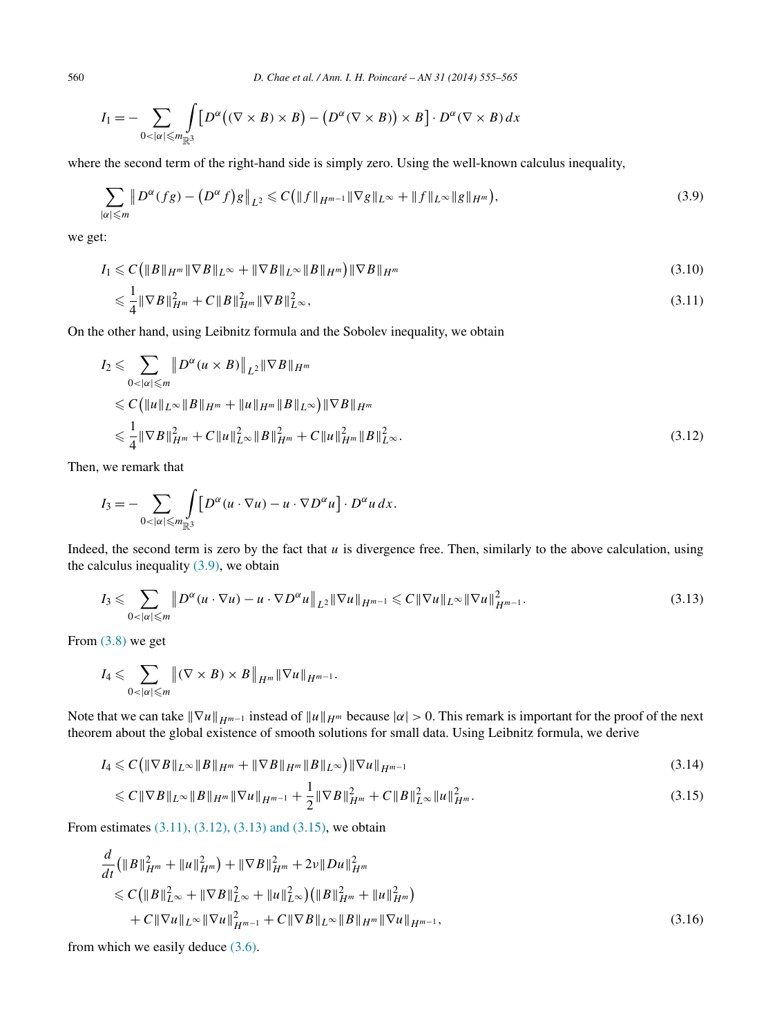$$I_1 = -\sum_{0<|\alpha|\leqslant m} \int_{\mathbb{R}^3} \left[D^\alpha\big((\nabla \times B) \times B\big) - \big(D^\alpha(\nabla \times B)\big) \times B\right] \cdot D^\alpha(\nabla \times B)\, dx$$

where the second term of the right-hand side is simply zero. Using the well-known calculus inequality,

$$\sum_{|\alpha|\leqslant m} \left\| D^\alpha(fg) - \big(D^\alpha f\big)g \right\|_{L^2} \leqslant C\big(\|f\|_{H^{m-1}}\|\nabla g\|_{L^\infty} + \|f\|_{L^\infty}\|g\|_{H^m}\big), \tag{3.9}$$

we get:

$$I_1 \leqslant C\big(\|B\|_{H^m}\|\nabla B\|_{L^\infty} + \|\nabla B\|_{L^\infty}\|B\|_{H^m}\big)\|\nabla B\|_{H^m} \tag{3.10}$$

$$\leqslant \frac{1}{4}\|\nabla B\|_{H^m}^2 + C\|B\|_{H^m}^2\|\nabla B\|_{L^\infty}^2, \tag{3.11}$$

On the other hand, using Leibnitz formula and the Sobolev inequality, we obtain

$$\begin{aligned}
I_2 &\leqslant \sum_{0<|\alpha|\leqslant m} \left\| D^\alpha(u \times B) \right\|_{L^2}\|\nabla B\|_{H^m} \\
&\leqslant C\big(\|u\|_{L^\infty}\|B\|_{H^m} + \|u\|_{H^m}\|B\|_{L^\infty}\big)\|\nabla B\|_{H^m} \\
&\leqslant \frac{1}{4}\|\nabla B\|_{H^m}^2 + C\|u\|_{L^\infty}^2\|B\|_{H^m}^2 + C\|u\|_{H^m}^2\|B\|_{L^\infty}^2.
\end{aligned} \tag{3.12}$$

Then, we remark that

$$I_3 = -\sum_{0<|\alpha|\leqslant m} \int_{\mathbb{R}^3} \left[D^\alpha(u \cdot \nabla u) - u \cdot \nabla D^\alpha u\right] \cdot D^\alpha u\, dx.$$

Indeed, the second term is zero by the fact that $u$ is divergence free. Then, similarly to the above calculation, using the calculus inequality (3.9), we obtain

$$I_3 \leqslant \sum_{0<|\alpha|\leqslant m} \left\| D^\alpha(u \cdot \nabla u) - u \cdot \nabla D^\alpha u \right\|_{L^2}\|\nabla u\|_{H^{m-1}} \leqslant C\|\nabla u\|_{L^\infty}\|\nabla u\|_{H^{m-1}}^2. \tag{3.13}$$

From (3.8) we get

$$I_4 \leqslant \sum_{0<|\alpha|\leqslant m} \left\| (\nabla \times B) \times B \right\|_{H^m}\|\nabla u\|_{H^{m-1}}.$$

Note that we can take $\|\nabla u\|_{H^{m-1}}$ instead of $\|u\|_{H^m}$ because $|\alpha| > 0$. This remark is important for the proof of the next theorem about the global existence of smooth solutions for small data. Using Leibnitz formula, we derive

$$I_4 \leqslant C\big(\|\nabla B\|_{L^\infty}\|B\|_{H^m} + \|\nabla B\|_{H^m}\|B\|_{L^\infty}\big)\|\nabla u\|_{H^{m-1}} \tag{3.14}$$

$$\leqslant C\|\nabla B\|_{L^\infty}\|B\|_{H^m}\|\nabla u\|_{H^{m-1}} + \frac{1}{2}\|\nabla B\|_{H^m}^2 + C\|B\|_{L^\infty}^2\|u\|_{H^m}^2. \tag{3.15}$$

From estimates (3.11), (3.12), (3.13) and (3.15), we obtain

$$\begin{aligned}
&\frac{d}{dt}\big(\|B\|_{H^m}^2 + \|u\|_{H^m}^2\big) + \|\nabla B\|_{H^m}^2 + 2\nu\|Du\|_{H^m}^2 \\
&\quad\leqslant C\big(\|B\|_{L^\infty}^2 + \|\nabla B\|_{L^\infty}^2 + \|u\|_{L^\infty}^2\big)\big(\|B\|_{H^m}^2 + \|u\|_{H^m}^2\big) \\
&\qquad + C\|\nabla u\|_{L^\infty}\|\nabla u\|_{H^{m-1}}^2 + C\|\nabla B\|_{L^\infty}\|B\|_{H^m}\|\nabla u\|_{H^{m-1}},
\end{aligned} \tag{3.16}$$

from which we easily deduce (3.6).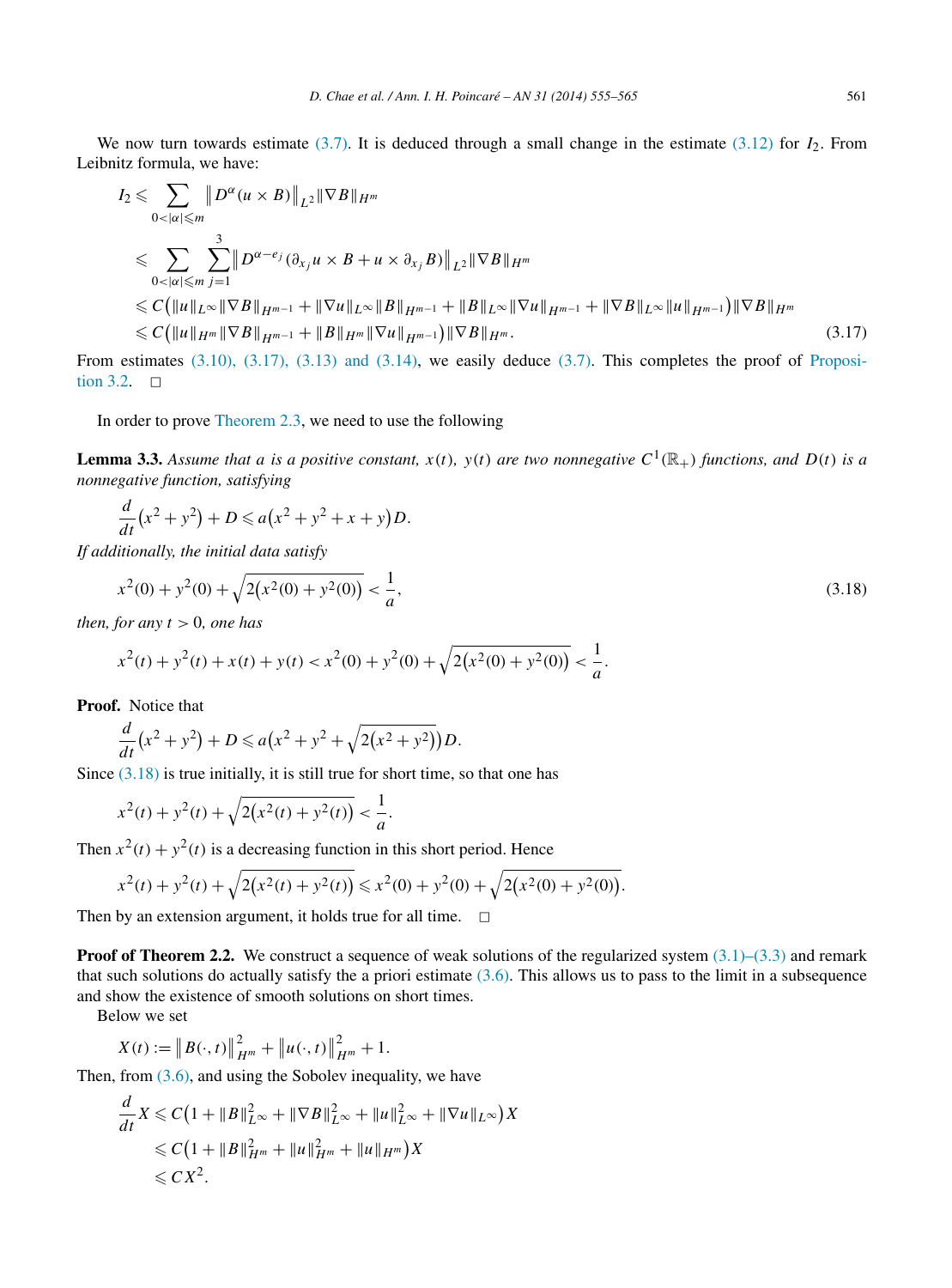We now turn towards estimate (3.7). It is deduced through a small change in the estimate (3.12) for $I_2$. From Leibnitz formula, we have:

$$
\begin{aligned}
I_2 &\leqslant \sum_{0<|\alpha|\leqslant m} \big\| D^\alpha (u \times B)\big\|_{L^2} \|\nabla B\|_{H^m} \\
&\leqslant \sum_{0<|\alpha|\leqslant m} \sum_{j=1}^{3} \big\| D^{\alpha - e_j}(\partial_{x_j} u \times B + u \times \partial_{x_j} B)\big\|_{L^2} \|\nabla B\|_{H^m} \\
&\leqslant C\big(\|u\|_{L^\infty} \|\nabla B\|_{H^{m-1}} + \|\nabla u\|_{L^\infty} \|B\|_{H^{m-1}} + \|B\|_{L^\infty} \|\nabla u\|_{H^{m-1}} + \|\nabla B\|_{L^\infty} \|u\|_{H^{m-1}}\big) \|\nabla B\|_{H^m} \\
&\leqslant C\big(\|u\|_{H^m} \|\nabla B\|_{H^{m-1}} + \|B\|_{H^m} \|\nabla u\|_{H^{m-1}}\big) \|\nabla B\|_{H^m}.
\end{aligned}
\tag{3.17}
$$

From estimates (3.10), (3.17), (3.13) and (3.14), we easily deduce (3.7). This completes the proof of Proposition 3.2. $\square$

In order to prove Theorem 2.3, we need to use the following

**Lemma 3.3.** *Assume that $a$ is a positive constant, $x(t)$, $y(t)$ are two nonnegative $C^1(\mathbb{R}_+)$ functions, and $D(t)$ is a nonnegative function, satisfying*

$$
\frac{d}{dt}\big(x^2 + y^2\big) + D \leqslant a\big(x^2 + y^2 + x + y\big) D.
$$

*If additionally, the initial data satisfy*

$$
x^2(0) + y^2(0) + \sqrt{2\big(x^2(0) + y^2(0)\big)} < \frac{1}{a},
\tag{3.18}
$$

*then, for any $t > 0$, one has*

$$
x^2(t) + y^2(t) + x(t) + y(t) < x^2(0) + y^2(0) + \sqrt{2\big(x^2(0) + y^2(0)\big)} < \frac{1}{a}.
$$

**Proof.** Notice that

$$
\frac{d}{dt}\big(x^2 + y^2\big) + D \leqslant a\Big(x^2 + y^2 + \sqrt{2\big(x^2 + y^2\big)}\Big) D.
$$

Since (3.18) is true initially, it is still true for short time, so that one has

$$
x^2(t) + y^2(t) + \sqrt{2\big(x^2(t) + y^2(t)\big)} < \frac{1}{a}.
$$

Then $x^2(t) + y^2(t)$ is a decreasing function in this short period. Hence

$$
x^2(t) + y^2(t) + \sqrt{2\big(x^2(t) + y^2(t)\big)} \leqslant x^2(0) + y^2(0) + \sqrt{2\big(x^2(0) + y^2(0)\big)}.
$$

Then by an extension argument, it holds true for all time. $\square$

**Proof of Theorem 2.2.** We construct a sequence of weak solutions of the regularized system (3.1)–(3.3) and remark that such solutions do actually satisfy the a priori estimate (3.6). This allows us to pass to the limit in a subsequence and show the existence of smooth solutions on short times.

Below we set

$$
X(t) := \big\| B(\cdot, t)\big\|_{H^m}^2 + \big\| u(\cdot, t)\big\|_{H^m}^2 + 1.
$$

Then, from (3.6), and using the Sobolev inequality, we have

$$
\begin{aligned}
\frac{d}{dt} X &\leqslant C\big(1 + \|B\|_{L^\infty}^2 + \|\nabla B\|_{L^\infty}^2 + \|u\|_{L^\infty}^2 + \|\nabla u\|_{L^\infty}\big) X \\
&\leqslant C\big(1 + \|B\|_{H^m}^2 + \|u\|_{H^m}^2 + \|u\|_{H^m}\big) X \\
&\leqslant C X^2.
\end{aligned}
$$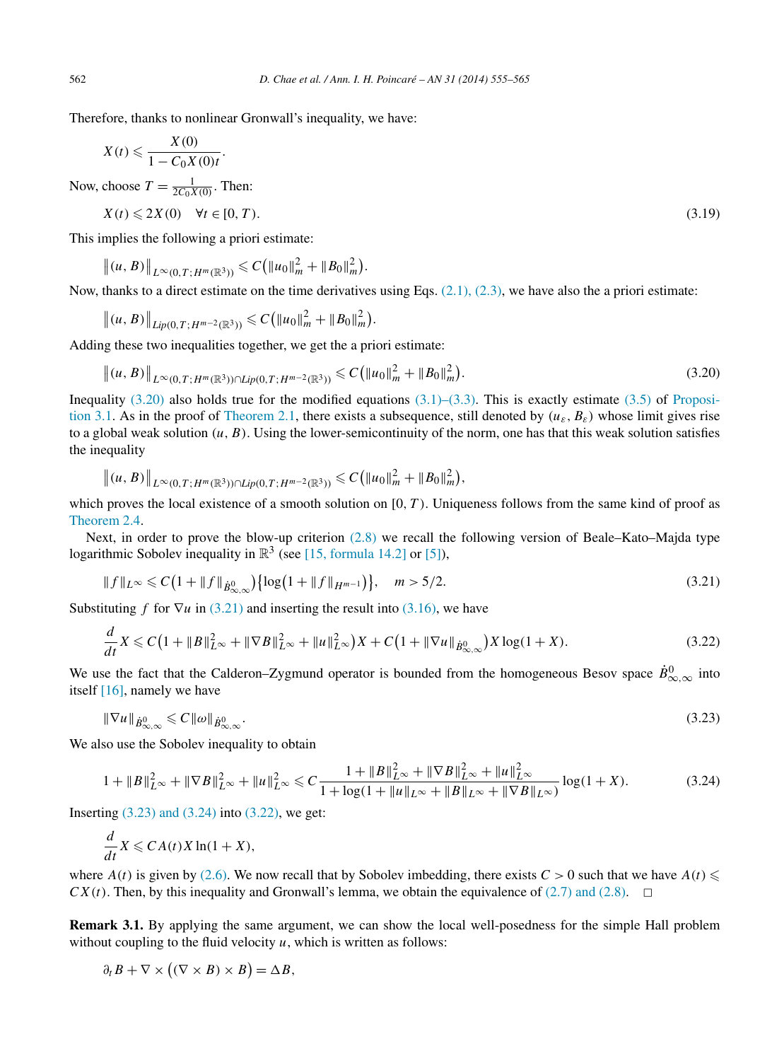Therefore, thanks to nonlinear Gronwall's inequality, we have:

$$X(t) \leqslant \frac{X(0)}{1 - C_0 X(0) t}.$$

Now, choose $T = \frac{1}{2C_0 X(0)}$. Then:

$$X(t) \leqslant 2X(0) \quad \forall t \in [0, T). \tag{3.19}$$

This implies the following a priori estimate:

$$\|(u, B)\|_{L^\infty(0,T;H^m(\mathbb{R}^3))} \leqslant C\big(\|u_0\|_m^2 + \|B_0\|_m^2\big).$$

Now, thanks to a direct estimate on the time derivatives using Eqs. (2.1), (2.3), we have also the a priori estimate:

$$\|(u, B)\|_{Lip(0,T;H^{m-2}(\mathbb{R}^3))} \leqslant C\big(\|u_0\|_m^2 + \|B_0\|_m^2\big).$$

Adding these two inequalities together, we get the a priori estimate:

$$\|(u, B)\|_{L^\infty(0,T;H^m(\mathbb{R}^3)) \cap Lip(0,T;H^{m-2}(\mathbb{R}^3))} \leqslant C\big(\|u_0\|_m^2 + \|B_0\|_m^2\big). \tag{3.20}$$

Inequality (3.20) also holds true for the modified equations (3.1)–(3.3). This is exactly estimate (3.5) of Proposition 3.1. As in the proof of Theorem 2.1, there exists a subsequence, still denoted by $(u_\varepsilon, B_\varepsilon)$ whose limit gives rise to a global weak solution $(u, B)$. Using the lower-semicontinuity of the norm, one has that this weak solution satisfies the inequality

$$\|(u, B)\|_{L^\infty(0,T;H^m(\mathbb{R}^3)) \cap Lip(0,T;H^{m-2}(\mathbb{R}^3))} \leqslant C\big(\|u_0\|_m^2 + \|B_0\|_m^2\big),$$

which proves the local existence of a smooth solution on $[0, T)$. Uniqueness follows from the same kind of proof as Theorem 2.4.

Next, in order to prove the blow-up criterion (2.8) we recall the following version of Beale–Kato–Majda type logarithmic Sobolev inequality in $\mathbb{R}^3$ (see [15, formula 14.2] or [5]),

$$\|f\|_{L^\infty} \leqslant C\big(1 + \|f\|_{\dot{B}^0_{\infty,\infty}}\big)\big\{\log\big(1 + \|f\|_{H^{m-1}}\big)\big\}, \quad m > 5/2. \tag{3.21}$$

Substituting $f$ for $\nabla u$ in (3.21) and inserting the result into (3.16), we have

$$\frac{d}{dt} X \leqslant C\big(1 + \|B\|_{L^\infty}^2 + \|\nabla B\|_{L^\infty}^2 + \|u\|_{L^\infty}^2\big) X + C\big(1 + \|\nabla u\|_{\dot{B}^0_{\infty,\infty}}\big) X \log(1 + X). \tag{3.22}$$

We use the fact that the Calderon–Zygmund operator is bounded from the homogeneous Besov space $\dot{B}^0_{\infty,\infty}$ into itself [16], namely we have

$$\|\nabla u\|_{\dot{B}^0_{\infty,\infty}} \leqslant C\|\omega\|_{\dot{B}^0_{\infty,\infty}}. \tag{3.23}$$

We also use the Sobolev inequality to obtain

$$1 + \|B\|_{L^\infty}^2 + \|\nabla B\|_{L^\infty}^2 + \|u\|_{L^\infty}^2 \leqslant C \frac{1 + \|B\|_{L^\infty}^2 + \|\nabla B\|_{L^\infty}^2 + \|u\|_{L^\infty}^2}{1 + \log(1 + \|u\|_{L^\infty} + \|B\|_{L^\infty} + \|\nabla B\|_{L^\infty})} \log(1 + X). \tag{3.24}$$

Inserting (3.23) and (3.24) into (3.22), we get:

$$\frac{d}{dt} X \leqslant C A(t) X \ln(1 + X),$$

where $A(t)$ is given by (2.6). We now recall that by Sobolev imbedding, there exists $C > 0$ such that we have $A(t) \leqslant CX(t)$. Then, by this inequality and Gronwall's lemma, we obtain the equivalence of (2.7) and (2.8). $\square$

**Remark 3.1.** By applying the same argument, we can show the local well-posedness for the simple Hall problem without coupling to the fluid velocity $u$, which is written as follows:

$$\partial_t B + \nabla \times \big((\nabla \times B) \times B\big) = \Delta B,$$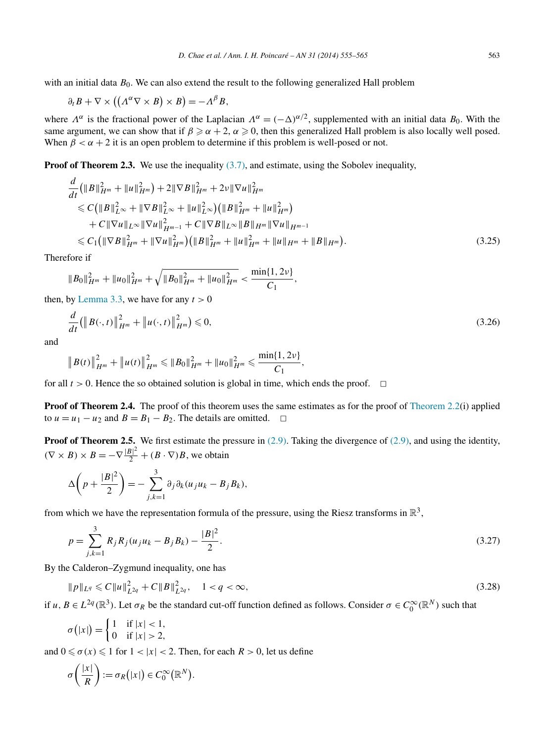with an initial data $B_0$. We can also extend the result to the following generalized Hall problem

$$\partial_t B + \nabla \times \big( (\Lambda^\alpha \nabla \times B) \times B \big) = -\Lambda^\beta B,$$

where $\Lambda^\alpha$ is the fractional power of the Laplacian $\Lambda^\alpha = (-\Delta)^{\alpha/2}$, supplemented with an initial data $B_0$. With the same argument, we can show that if $\beta \geqslant \alpha + 2$, $\alpha \geqslant 0$, then this generalized Hall problem is also locally well posed. When $\beta < \alpha + 2$ it is an open problem to determine if this problem is well-posed or not.

**Proof of Theorem 2.3.** We use the inequality (3.7), and estimate, using the Sobolev inequality,

$$\begin{aligned}
&\frac{d}{dt}\big(\|B\|_{H^m}^2 + \|u\|_{H^m}^2\big) + 2\|\nabla B\|_{H^m}^2 + 2\nu\|\nabla u\|_{H^m}^2 \\
&\quad \leqslant C\big(\|B\|_{L^\infty}^2 + \|\nabla B\|_{L^\infty}^2 + \|u\|_{L^\infty}^2\big)\big(\|B\|_{H^m}^2 + \|u\|_{H^m}^2\big) \\
&\qquad + C\|\nabla u\|_{L^\infty}\|\nabla u\|_{H^{m-1}}^2 + C\|\nabla B\|_{L^\infty}\|B\|_{H^m}\|\nabla u\|_{H^{m-1}} \\
&\quad \leqslant C_1\big(\|\nabla B\|_{H^m}^2 + \|\nabla u\|_{H^m}^2\big)\big(\|B\|_{H^m}^2 + \|u\|_{H^m}^2 + \|u\|_{H^m} + \|B\|_{H^m}\big).
\end{aligned} \tag{3.25}$$

Therefore if

$$\|B_0\|_{H^m}^2 + \|u_0\|_{H^m}^2 + \sqrt{\|B_0\|_{H^m}^2 + \|u_0\|_{H^m}^2} < \frac{\min\{1, 2\nu\}}{C_1},$$

then, by Lemma 3.3, we have for any $t > 0$

$$\frac{d}{dt}\big(\big\|B(\cdot,t)\big\|_{H^m}^2 + \big\|u(\cdot,t)\big\|_{H^m}^2\big) \leqslant 0, \tag{3.26}$$

and

$$\big\|B(t)\big\|_{H^m}^2 + \big\|u(t)\big\|_{H^m}^2 \leqslant \|B_0\|_{H^m}^2 + \|u_0\|_{H^m}^2 \leqslant \frac{\min\{1, 2\nu\}}{C_1},$$

for all $t > 0$. Hence the so obtained solution is global in time, which ends the proof. $\square$

**Proof of Theorem 2.4.** The proof of this theorem uses the same estimates as for the proof of Theorem 2.2(i) applied to $u = u_1 - u_2$ and $B = B_1 - B_2$. The details are omitted. $\square$

**Proof of Theorem 2.5.** We first estimate the pressure in (2.9). Taking the divergence of (2.9), and using the identity, $(\nabla \times B) \times B = -\nabla \frac{|B|^2}{2} + (B \cdot \nabla)B$, we obtain

$$\Delta\left(p + \frac{|B|^2}{2}\right) = -\sum_{j,k=1}^{3} \partial_j \partial_k (u_j u_k - B_j B_k),$$

from which we have the representation formula of the pressure, using the Riesz transforms in $\mathbb{R}^3$,

$$p = \sum_{j,k=1}^{3} R_j R_j (u_j u_k - B_j B_k) - \frac{|B|^2}{2}. \tag{3.27}$$

By the Calderon–Zygmund inequality, one has

$$\|p\|_{L^q} \leqslant C\|u\|_{L^{2q}}^2 + C\|B\|_{L^{2q}}^2, \quad 1 < q < \infty, \tag{3.28}$$

if $u, B \in L^{2q}(\mathbb{R}^3)$. Let $\sigma_R$ be the standard cut-off function defined as follows. Consider $\sigma \in C_0^\infty(\mathbb{R}^N)$ such that

$$\sigma\big(|x|\big) = \begin{cases} 1 & \text{if } |x| < 1, \\ 0 & \text{if } |x| > 2, \end{cases}$$

and $0 \leqslant \sigma(x) \leqslant 1$ for $1 < |x| < 2$. Then, for each $R > 0$, let us define

$$\sigma\left(\frac{|x|}{R}\right) := \sigma_R\big(|x|\big) \in C_0^\infty\big(\mathbb{R}^N\big).$$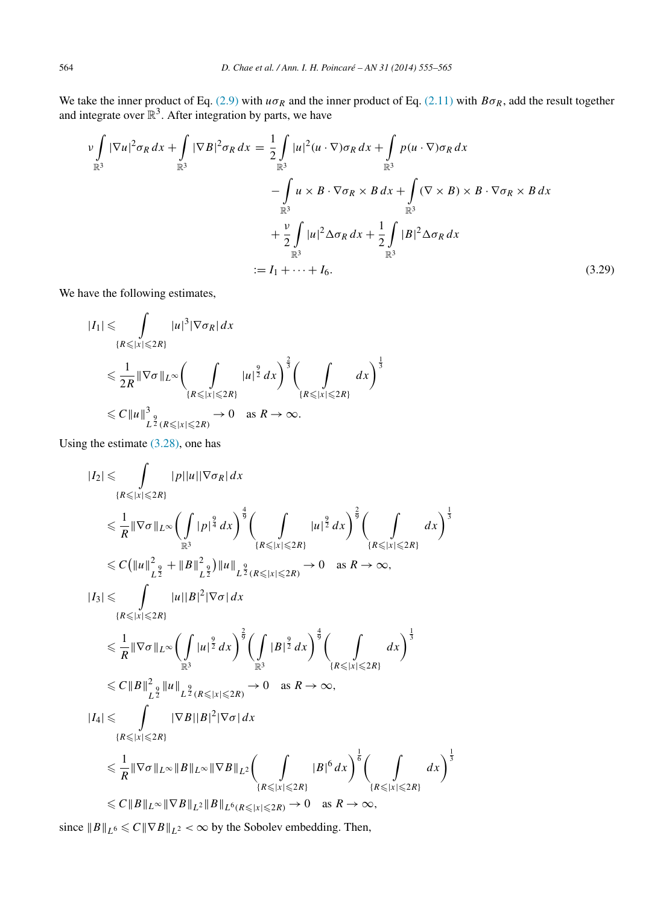We take the inner product of Eq. (2.9) with $u\sigma_R$ and the inner product of Eq. (2.11) with $B\sigma_R$, add the result together and integrate over $\mathbb{R}^3$. After integration by parts, we have

$$
\begin{aligned}
\nu\int_{\mathbb{R}^3}|\nabla u|^2\sigma_R\,dx+\int_{\mathbb{R}^3}|\nabla B|^2\sigma_R\,dx &= \frac{1}{2}\int_{\mathbb{R}^3}|u|^2(u\cdot\nabla)\sigma_R\,dx+\int_{\mathbb{R}^3}p(u\cdot\nabla)\sigma_R\,dx\\
&\quad-\int_{\mathbb{R}^3}u\times B\cdot\nabla\sigma_R\times B\,dx+\int_{\mathbb{R}^3}(\nabla\times B)\times B\cdot\nabla\sigma_R\times B\,dx\\
&\quad+\frac{\nu}{2}\int_{\mathbb{R}^3}|u|^2\Delta\sigma_R\,dx+\frac{1}{2}\int_{\mathbb{R}^3}|B|^2\Delta\sigma_R\,dx\\
&:=I_1+\cdots+I_6.
\end{aligned}
\tag{3.29}
$$

We have the following estimates,

$$
\begin{aligned}
|I_1| &\leqslant \int_{\{R\leqslant|x|\leqslant 2R\}}|u|^3|\nabla\sigma_R|\,dx\\
&\leqslant \frac{1}{2R}\|\nabla\sigma\|_{L^\infty}\left(\int_{\{R\leqslant|x|\leqslant 2R\}}|u|^{\frac{9}{2}}\,dx\right)^{\frac{2}{3}}\left(\int_{\{R\leqslant|x|\leqslant 2R\}}dx\right)^{\frac{1}{3}}\\
&\leqslant C\|u\|^3_{L^{\frac{9}{2}}(R\leqslant|x|\leqslant 2R)}\to 0\quad\text{as } R\to\infty.
\end{aligned}
$$

Using the estimate (3.28), one has

$$
\begin{aligned}
|I_2| &\leqslant \int_{\{R\leqslant|x|\leqslant 2R\}}|p||u||\nabla\sigma_R|\,dx\\
&\leqslant \frac{1}{R}\|\nabla\sigma\|_{L^\infty}\left(\int_{\mathbb{R}^3}|p|^{\frac{9}{4}}\,dx\right)^{\frac{4}{9}}\left(\int_{\{R\leqslant|x|\leqslant 2R\}}|u|^{\frac{9}{2}}\,dx\right)^{\frac{2}{9}}\left(\int_{\{R\leqslant|x|\leqslant 2R\}}dx\right)^{\frac{1}{3}}\\
&\leqslant C\left(\|u\|^2_{L^{\frac{9}{2}}}+\|B\|^2_{L^{\frac{9}{2}}}\right)\|u\|_{L^{\frac{9}{2}}(R\leqslant|x|\leqslant 2R)}\to 0\quad\text{as } R\to\infty,\\
|I_3| &\leqslant \int_{\{R\leqslant|x|\leqslant 2R\}}|u||B|^2|\nabla\sigma|\,dx\\
&\leqslant \frac{1}{R}\|\nabla\sigma\|_{L^\infty}\left(\int_{\mathbb{R}^3}|u|^{\frac{9}{2}}\,dx\right)^{\frac{2}{9}}\left(\int_{\mathbb{R}^3}|B|^{\frac{9}{2}}\,dx\right)^{\frac{4}{9}}\left(\int_{\{R\leqslant|x|\leqslant 2R\}}dx\right)^{\frac{1}{3}}\\
&\leqslant C\|B\|^2_{L^{\frac{9}{2}}}\|u\|_{L^{\frac{9}{2}}(R\leqslant|x|\leqslant 2R)}\to 0\quad\text{as } R\to\infty,\\
|I_4| &\leqslant \int_{\{R\leqslant|x|\leqslant 2R\}}|\nabla B||B|^2|\nabla\sigma|\,dx\\
&\leqslant \frac{1}{R}\|\nabla\sigma\|_{L^\infty}\|B\|_{L^\infty}\|\nabla B\|_{L^2}\left(\int_{\{R\leqslant|x|\leqslant 2R\}}|B|^6\,dx\right)^{\frac{1}{6}}\left(\int_{\{R\leqslant|x|\leqslant 2R\}}dx\right)^{\frac{1}{3}}\\
&\leqslant C\|B\|_{L^\infty}\|\nabla B\|_{L^2}\|B\|_{L^6(R\leqslant|x|\leqslant 2R)}\to 0\quad\text{as } R\to\infty,
\end{aligned}
$$

since $\|B\|_{L^6}\leqslant C\|\nabla B\|_{L^2}<\infty$ by the Sobolev embedding. Then,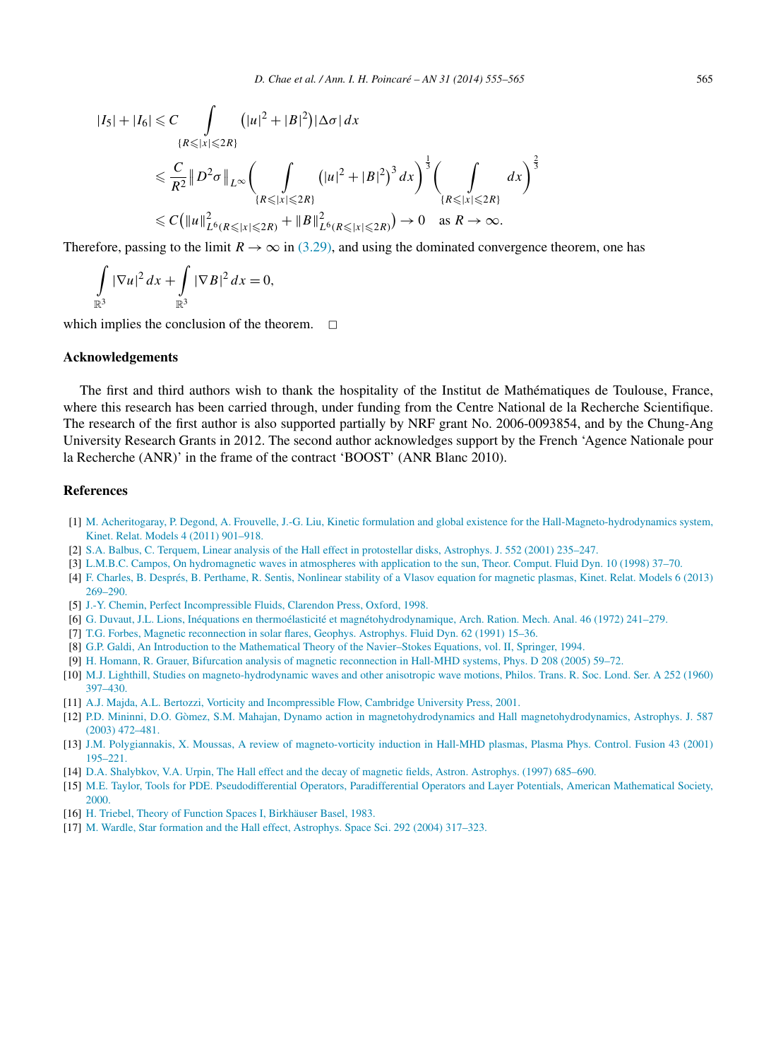$$
\begin{aligned}
|I_5| + |I_6| &\leqslant C \int_{\{R \leqslant |x| \leqslant 2R\}} \left(|u|^2 + |B|^2\right) |\Delta \sigma| \, dx \\
&\leqslant \frac{C}{R^2} \left\| D^2 \sigma \right\|_{L^\infty} \left( \int_{\{R \leqslant |x| \leqslant 2R\}} \left(|u|^2 + |B|^2\right)^3 dx \right)^{\frac{1}{3}} \left( \int_{\{R \leqslant |x| \leqslant 2R\}} dx \right)^{\frac{2}{3}} \\
&\leqslant C \left( \|u\|^2_{L^6(R \leqslant |x| \leqslant 2R)} + \|B\|^2_{L^6(R \leqslant |x| \leqslant 2R)} \right) \to 0 \quad \text{as } R \to \infty.
\end{aligned}
$$

Therefore, passing to the limit $R \to \infty$ in (3.29), and using the dominated convergence theorem, one has

$$
\int_{\mathbb{R}^3} |\nabla u|^2 \, dx + \int_{\mathbb{R}^3} |\nabla B|^2 \, dx = 0,
$$

which implies the conclusion of the theorem. □

## Acknowledgements

The first and third authors wish to thank the hospitality of the Institut de Mathématiques de Toulouse, France, where this research has been carried through, under funding from the Centre National de la Recherche Scientifique. The research of the first author is also supported partially by NRF grant No. 2006-0093854, and by the Chung-Ang University Research Grants in 2012. The second author acknowledges support by the French 'Agence Nationale pour la Recherche (ANR)' in the frame of the contract 'BOOST' (ANR Blanc 2010).

## References

[1] M. Acheritogaray, P. Degond, A. Frouvelle, J.-G. Liu, Kinetic formulation and global existence for the Hall-Magneto-hydrodynamics system, Kinet. Relat. Models 4 (2011) 901–918.

[2] S.A. Balbus, C. Terquem, Linear analysis of the Hall effect in protostellar disks, Astrophys. J. 552 (2001) 235–247.

[3] L.M.B.C. Campos, On hydromagnetic waves in atmospheres with application to the sun, Theor. Comput. Fluid Dyn. 10 (1998) 37–70.

[4] F. Charles, B. Després, B. Perthame, R. Sentis, Nonlinear stability of a Vlasov equation for magnetic plasmas, Kinet. Relat. Models 6 (2013) 269–290.

[5] J.-Y. Chemin, Perfect Incompressible Fluids, Clarendon Press, Oxford, 1998.

[6] G. Duvaut, J.L. Lions, Inéquations en thermoélasticité et magnétohydrodynamique, Arch. Ration. Mech. Anal. 46 (1972) 241–279.

[7] T.G. Forbes, Magnetic reconnection in solar flares, Geophys. Astrophys. Fluid Dyn. 62 (1991) 15–36.

[8] G.P. Galdi, An Introduction to the Mathematical Theory of the Navier–Stokes Equations, vol. II, Springer, 1994.

[9] H. Homann, R. Grauer, Bifurcation analysis of magnetic reconnection in Hall-MHD systems, Phys. D 208 (2005) 59–72.

[10] M.J. Lighthill, Studies on magneto-hydrodynamic waves and other anisotropic wave motions, Philos. Trans. R. Soc. Lond. Ser. A 252 (1960) 397–430.

[11] A.J. Majda, A.L. Bertozzi, Vorticity and Incompressible Flow, Cambridge University Press, 2001.

[12] P.D. Mininni, D.O. Gòmez, S.M. Mahajan, Dynamo action in magnetohydrodynamics and Hall magnetohydrodynamics, Astrophys. J. 587 (2003) 472–481.

[13] J.M. Polygiannakis, X. Moussas, A review of magneto-vorticity induction in Hall-MHD plasmas, Plasma Phys. Control. Fusion 43 (2001) 195–221.

[14] D.A. Shalybkov, V.A. Urpin, The Hall effect and the decay of magnetic fields, Astron. Astrophys. (1997) 685–690.

[15] M.E. Taylor, Tools for PDE. Pseudodifferential Operators, Paradifferential Operators and Layer Potentials, American Mathematical Society, 2000.

[16] H. Triebel, Theory of Function Spaces I, Birkhäuser Basel, 1983.

[17] M. Wardle, Star formation and the Hall effect, Astrophys. Space Sci. 292 (2004) 317–323.